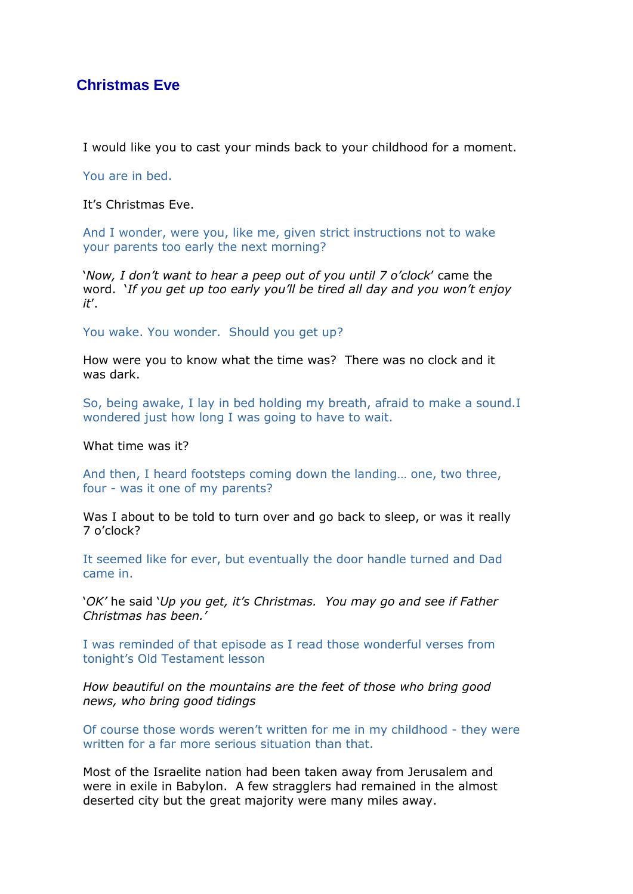# Christmas Eve

I would like you to cast your minds back to your childhood for a moment.

You are in bed.

It's Christmas Eve.

And I wonder, were you, like me, given strict instructions not to wake your parents too early the next morning?

'*Now, I don't want to hear a peep out of you until 7 o'clock*' came the word. '*If you get up too early you'll be tired all day and you won't enjoy it*'.

You wake. You wonder. Should you get up?

How were you to know what the time was? There was no clock and it was dark.

So, being awake, I lay in bed holding my breath, afraid to make a sound.I wondered just how long I was going to have to wait.

What time was it?

And then, I heard footsteps coming down the landing… one, two three, four - was it one of my parents?

Was I about to be told to turn over and go back to sleep, or was it really 7 o'clock?

It seemed like for ever, but eventually the door handle turned and Dad came in.

'*OK'* he said '*Up you get, it's Christmas. You may go and see if Father Christmas has been.'*

I was reminded of that episode as I read those wonderful verses from tonight's Old Testament lesson

*How beautiful on the mountains are the feet of those who bring good news, who bring good tidings*

Of course those words weren't written for me in my childhood - they were written for a far more serious situation than that.

Most of the Israelite nation had been taken away from Jerusalem and were in exile in Babylon. A few stragglers had remained in the almost deserted city but the great majority were many miles away.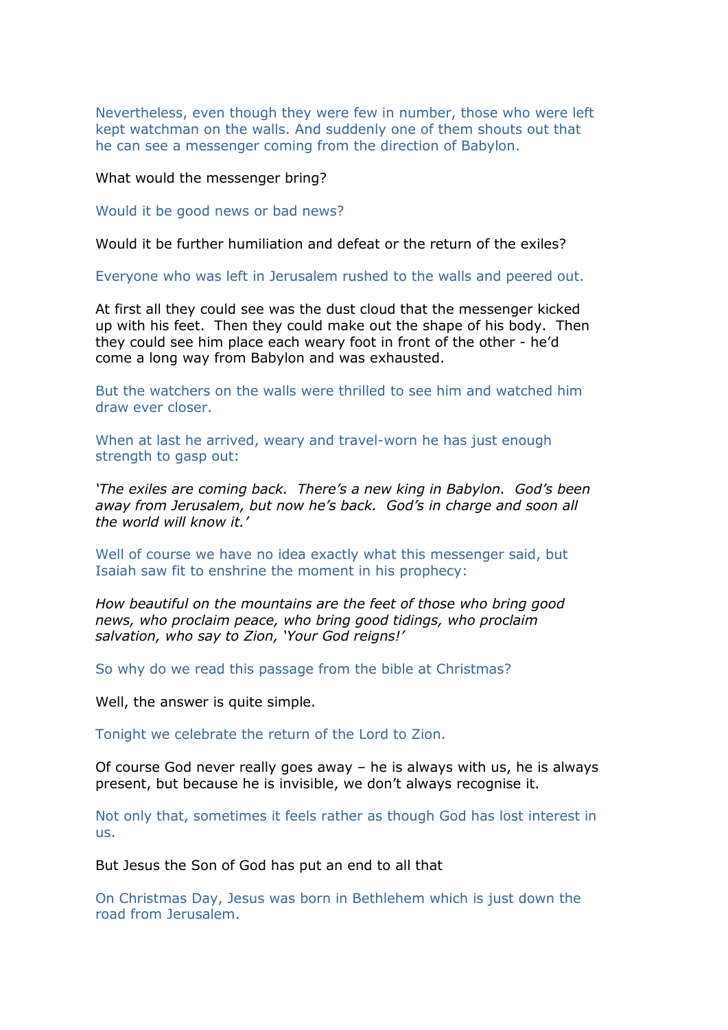Nevertheless, even though they were few in number, those who were left kept watchman on the walls. And suddenly one of them shouts out that he can see a messenger coming from the direction of Babylon.

What would the messenger bring?

Would it be good news or bad news?

Would it be further humiliation and defeat or the return of the exiles?

Everyone who was left in Jerusalem rushed to the walls and peered out.

At first all they could see was the dust cloud that the messenger kicked up with his feet. Then they could make out the shape of his body. Then they could see him place each weary foot in front of the other - he'd come a long way from Babylon and was exhausted.

But the watchers on the walls were thrilled to see him and watched him draw ever closer.

When at last he arrived, weary and travel-worn he has just enough strength to gasp out:

*'The exiles are coming back. There's a new king in Babylon. God's been away from Jerusalem, but now he's back. God's in charge and soon all the world will know it.'*

Well of course we have no idea exactly what this messenger said, but Isaiah saw fit to enshrine the moment in his prophecy:

*How beautiful on the mountains are the feet of those who bring good news, who proclaim peace, who bring good tidings, who proclaim salvation, who say to Zion, 'Your God reigns!'*

So why do we read this passage from the bible at Christmas?

Well, the answer is quite simple.

Tonight we celebrate the return of the Lord to Zion.

Of course God never really goes away – he is always with us, he is always present, but because he is invisible, we don't always recognise it.

Not only that, sometimes it feels rather as though God has lost interest in us.

But Jesus the Son of God has put an end to all that

On Christmas Day, Jesus was born in Bethlehem which is just down the road from Jerusalem.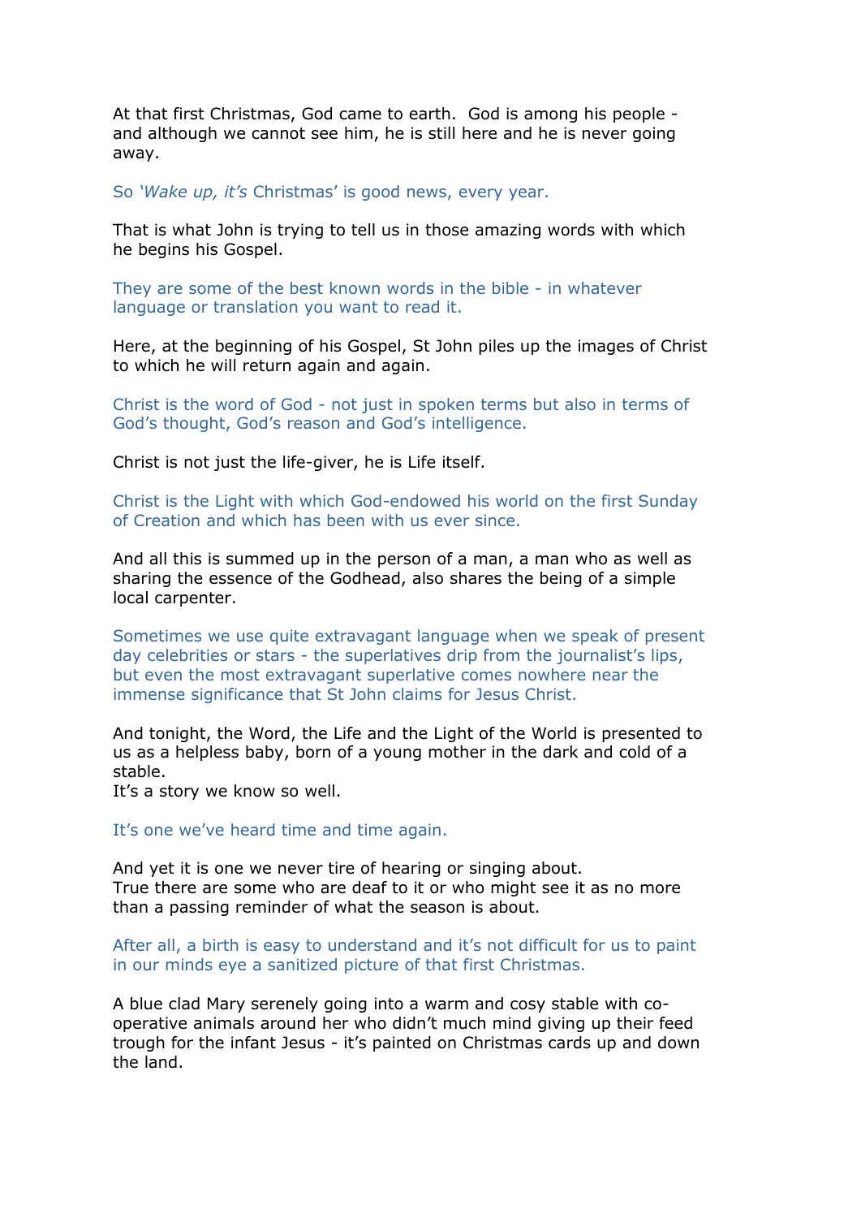At that first Christmas, God came to earth. God is among his people - and although we cannot see him, he is still here and he is never going away.

So '*Wake up, it's* Christmas' is good news, every year.

That is what John is trying to tell us in those amazing words with which he begins his Gospel.

They are some of the best known words in the bible - in whatever language or translation you want to read it.

Here, at the beginning of his Gospel, St John piles up the images of Christ to which he will return again and again.

Christ is the word of God - not just in spoken terms but also in terms of God's thought, God's reason and God's intelligence.

Christ is not just the life-giver, he is Life itself.

Christ is the Light with which God-endowed his world on the first Sunday of Creation and which has been with us ever since.

And all this is summed up in the person of a man, a man who as well as sharing the essence of the Godhead, also shares the being of a simple local carpenter.

Sometimes we use quite extravagant language when we speak of present day celebrities or stars - the superlatives drip from the journalist's lips, but even the most extravagant superlative comes nowhere near the immense significance that St John claims for Jesus Christ.

And tonight, the Word, the Life and the Light of the World is presented to us as a helpless baby, born of a young mother in the dark and cold of a stable.
It's a story we know so well.

It's one we've heard time and time again.

And yet it is one we never tire of hearing or singing about.
True there are some who are deaf to it or who might see it as no more than a passing reminder of what the season is about.

After all, a birth is easy to understand and it's not difficult for us to paint in our minds eye a sanitized picture of that first Christmas.

A blue clad Mary serenely going into a warm and cosy stable with co-operative animals around her who didn't much mind giving up their feed trough for the infant Jesus - it's painted on Christmas cards up and down the land.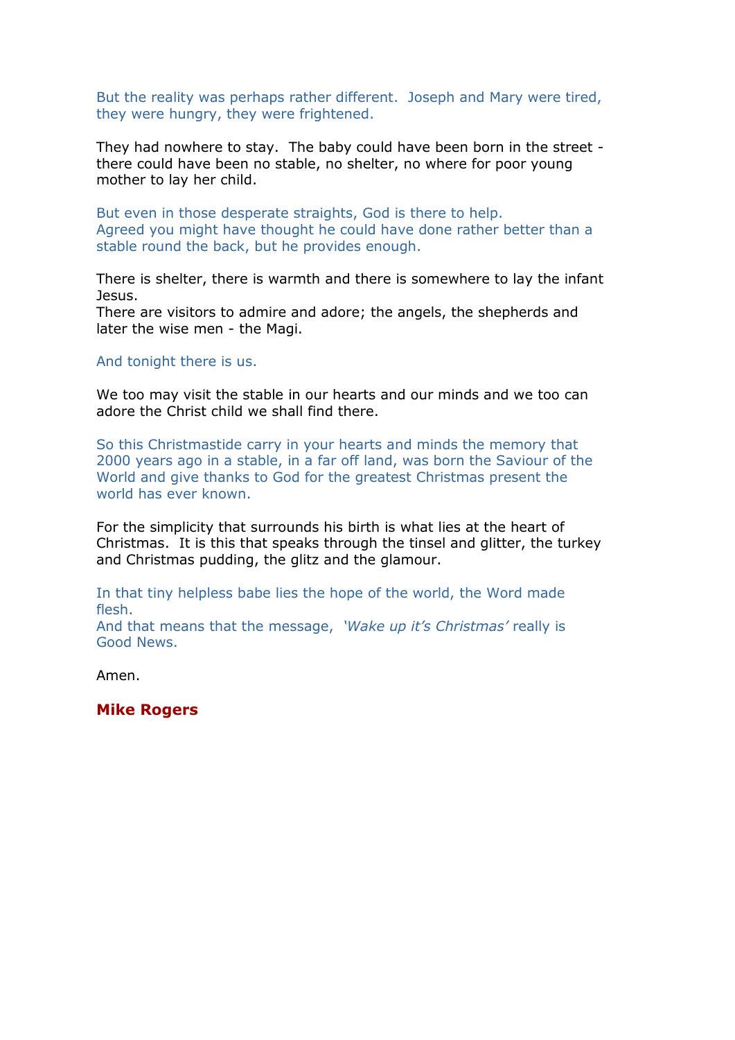But the reality was perhaps rather different.  Joseph and Mary were tired, they were hungry, they were frightened.

They had nowhere to stay.  The baby could have been born in the street - there could have been no stable, no shelter, no where for poor young mother to lay her child.

But even in those desperate straights, God is there to help.
Agreed you might have thought he could have done rather better than a stable round the back, but he provides enough.

There is shelter, there is warmth and there is somewhere to lay the infant Jesus.
There are visitors to admire and adore; the angels, the shepherds and later the wise men - the Magi.

And tonight there is us.

We too may visit the stable in our hearts and our minds and we too can adore the Christ child we shall find there.

So this Christmastide carry in your hearts and minds the memory that 2000 years ago in a stable, in a far off land, was born the Saviour of the World and give thanks to God for the greatest Christmas present the world has ever known.

For the simplicity that surrounds his birth is what lies at the heart of Christmas.  It is this that speaks through the tinsel and glitter, the turkey and Christmas pudding, the glitz and the glamour.

In that tiny helpless babe lies the hope of the world, the Word made flesh.
And that means that the message,  *'Wake up it's Christmas'* really is Good News.

Amen.

**Mike Rogers**